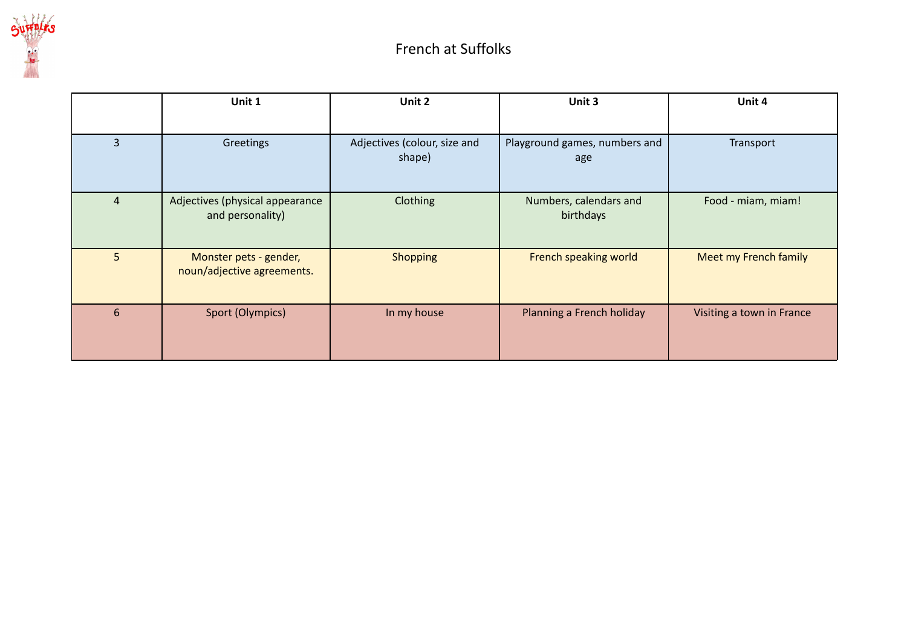# French at Suffolks

| | Unit 1 | Unit 2 | Unit 3 | Unit 4 |
|---|---|---|---|---|
| 3 | Greetings | Adjectives (colour, size and shape) | Playground games, numbers and age | Transport |
| 4 | Adjectives (physical appearance and personality) | Clothing | Numbers, calendars and birthdays | Food - miam, miam! |
| 5 | Monster pets - gender, noun/adjective agreements. | Shopping | French speaking world | Meet my French family |
| 6 | Sport (Olympics) | In my house | Planning a French holiday | Visiting a town in France |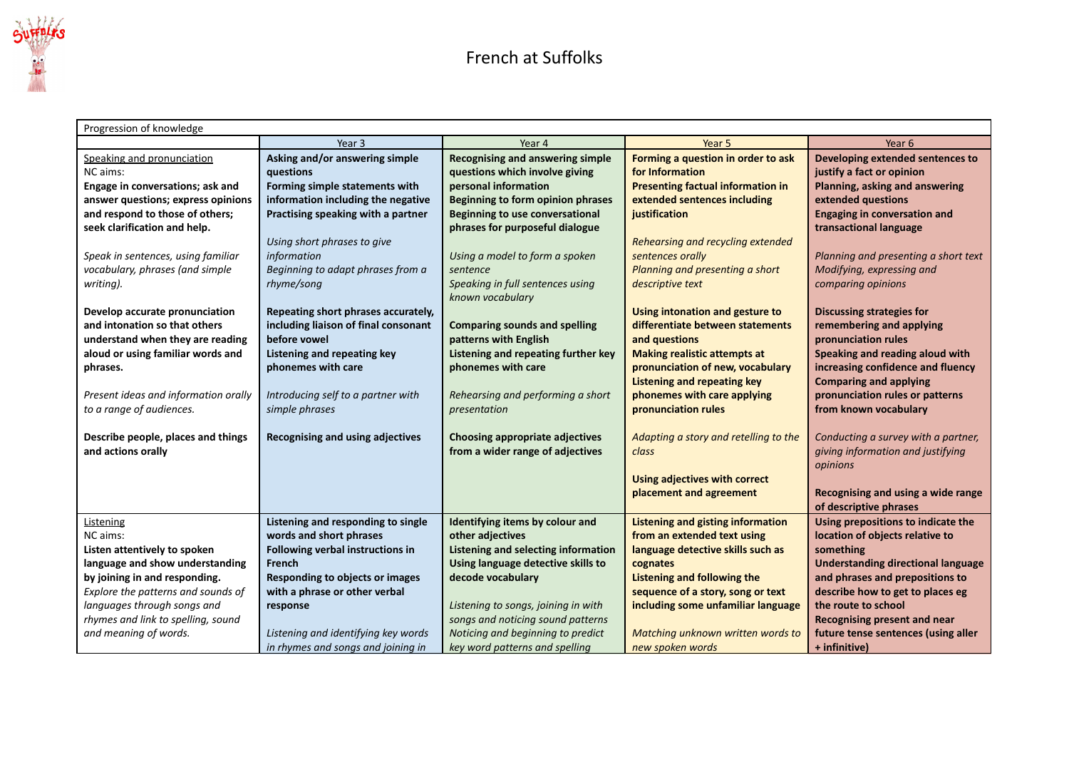# French at Suffolks

| Progression of knowledge | | | | |
|---|---|---|---|---|
| | Year 3 | Year 4 | Year 5 | Year 6 |
| Speaking and pronunciation<br>NC aims:<br>**Engage in conversations; ask and answer questions; express opinions and respond to those of others; seek clarification and help.**<br><br>*Speak in sentences, using familiar vocabulary, phrases (and simple writing).*<br><br>**Develop accurate pronunciation and intonation so that others understand when they are reading aloud or using familiar words and phrases.**<br><br>*Present ideas and information orally to a range of audiences.*<br><br>**Describe people, places and things and actions orally** | **Asking and/or answering simple questions**<br>**Forming simple statements with information including the negative**<br>**Practising speaking with a partner**<br><br>*Using short phrases to give information*<br>*Beginning to adapt phrases from a rhyme/song*<br><br>**Repeating short phrases accurately, including liaison of final consonant before vowel**<br>**Listening and repeating key phonemes with care**<br><br>*Introducing self to a partner with simple phrases*<br><br>**Recognising and using adjectives** | **Recognising and answering simple questions which involve giving personal information**<br>**Beginning to form opinion phrases**<br>**Beginning to use conversational phrases for purposeful dialogue**<br><br>*Using a model to form a spoken sentence*<br>*Speaking in full sentences using known vocabulary*<br><br>**Comparing sounds and spelling patterns with English**<br>**Listening and repeating further key phonemes with care**<br><br>*Rehearsing and performing a short presentation*<br><br>**Choosing appropriate adjectives from a wider range of adjectives** | **Forming a question in order to ask for Information**<br>**Presenting factual information in extended sentences including justification**<br><br>*Rehearsing and recycling extended sentences orally*<br>*Planning and presenting a short descriptive text*<br><br>**Using intonation and gesture to differentiate between statements and questions**<br>**Making realistic attempts at pronunciation of new, vocabulary**<br>**Listening and repeating key phonemes with care applying pronunciation rules**<br><br>*Adapting a story and retelling to the class*<br><br>**Using adjectives with correct placement and agreement** | **Developing extended sentences to justify a fact or opinion**<br>**Planning, asking and answering extended questions**<br>**Engaging in conversation and transactional language**<br><br>*Planning and presenting a short text*<br>*Modifying, expressing and comparing opinions*<br><br>**Discussing strategies for remembering and applying pronunciation rules**<br>**Speaking and reading aloud with increasing confidence and fluency**<br>**Comparing and applying pronunciation rules or patterns from known vocabulary**<br><br>*Conducting a survey with a partner, giving information and justifying opinions*<br><br>**Recognising and using a wide range of descriptive phrases** |
| Listening<br>NC aims:<br>**Listen attentively to spoken language and show understanding by joining in and responding.**<br>*Explore the patterns and sounds of languages through songs and rhymes and link to spelling, sound and meaning of words.* | **Listening and responding to single words and short phrases**<br>**Following verbal instructions in French**<br>**Responding to objects or images with a phrase or other verbal response**<br><br>*Listening and identifying key words in rhymes and songs and joining in* | **Identifying items by colour and other adjectives**<br>**Listening and selecting information**<br>**Using language detective skills to decode vocabulary**<br><br>*Listening to songs, joining in with songs and noticing sound patterns*<br>*Noticing and beginning to predict key word patterns and spelling* | **Listening and gisting information from an extended text using language detective skills such as cognates**<br>**Listening and following the sequence of a story, song or text including some unfamiliar language**<br><br>*Matching unknown written words to new spoken words* | **Using prepositions to indicate the location of objects relative to something**<br>**Understanding directional language and phrases and prepositions to describe how to get to places eg the route to school**<br>**Recognising present and near future tense sentences (using aller + infinitive)** |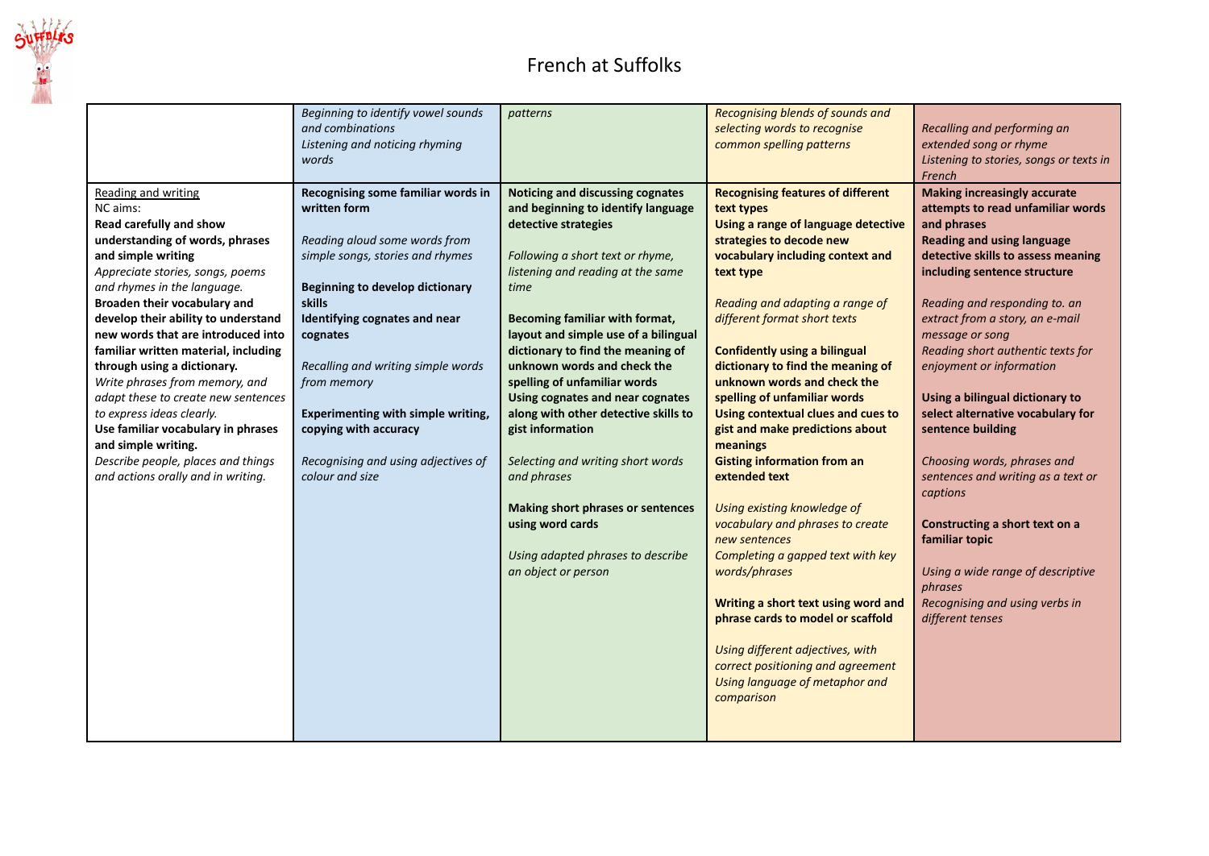# French at Suffolks

| | | | | |
|---|---|---|---|---|
| | *Beginning to identify vowel sounds and combinations*<br>*Listening and noticing rhyming words* | *patterns* | *Recognising blends of sounds and selecting words to recognise common spelling patterns* | *Recalling and performing an extended song or rhyme*<br>*Listening to stories, songs or texts in French* |
| Reading and writing<br>NC aims:<br>**Read carefully and show understanding of words, phrases and simple writing**<br>*Appreciate stories, songs, poems and rhymes in the language.*<br>**Broaden their vocabulary and develop their ability to understand new words that are introduced into familiar written material, including through using a dictionary.**<br>*Write phrases from memory, and adapt these to create new sentences to express ideas clearly.*<br>**Use familiar vocabulary in phrases and simple writing.**<br>*Describe people, places and things and actions orally and in writing.* | **Recognising some familiar words in written form**<br><br>*Reading aloud some words from simple songs, stories and rhymes*<br><br>**Beginning to develop dictionary skills**<br>**Identifying cognates and near cognates**<br><br>*Recalling and writing simple words from memory*<br><br>**Experimenting with simple writing, copying with accuracy**<br><br>*Recognising and using adjectives of colour and size* | **Noticing and discussing cognates and beginning to identify language detective strategies**<br><br>*Following a short text or rhyme, listening and reading at the same time*<br><br>**Becoming familiar with format, layout and simple use of a bilingual dictionary to find the meaning of unknown words and check the spelling of unfamiliar words**<br>**Using cognates and near cognates along with other detective skills to gist information**<br><br>*Selecting and writing short words and phrases*<br><br>**Making short phrases or sentences using word cards**<br><br>*Using adapted phrases to describe an object or person* | **Recognising features of different text types**<br>**Using a range of language detective strategies to decode new vocabulary including context and text type**<br><br>*Reading and adapting a range of different format short texts*<br><br>**Confidently using a bilingual dictionary to find the meaning of unknown words and check the spelling of unfamiliar words**<br>**Using contextual clues and cues to gist and make predictions about meanings**<br>**Gisting information from an extended text**<br><br>*Using existing knowledge of vocabulary and phrases to create new sentences*<br>*Completing a gapped text with key words/phrases*<br><br>**Writing a short text using word and phrase cards to model or scaffold**<br><br>*Using different adjectives, with correct positioning and agreement*<br>*Using language of metaphor and comparison* | **Making increasingly accurate attempts to read unfamiliar words and phrases**<br>**Reading and using language detective skills to assess meaning including sentence structure**<br><br>*Reading and responding to. an extract from a story, an e-mail message or song*<br>*Reading short authentic texts for enjoyment or information*<br><br>**Using a bilingual dictionary to select alternative vocabulary for sentence building**<br><br>*Choosing words, phrases and sentences and writing as a text or captions*<br><br>**Constructing a short text on a familiar topic**<br><br>*Using a wide range of descriptive phrases*<br>*Recognising and using verbs in different tenses* |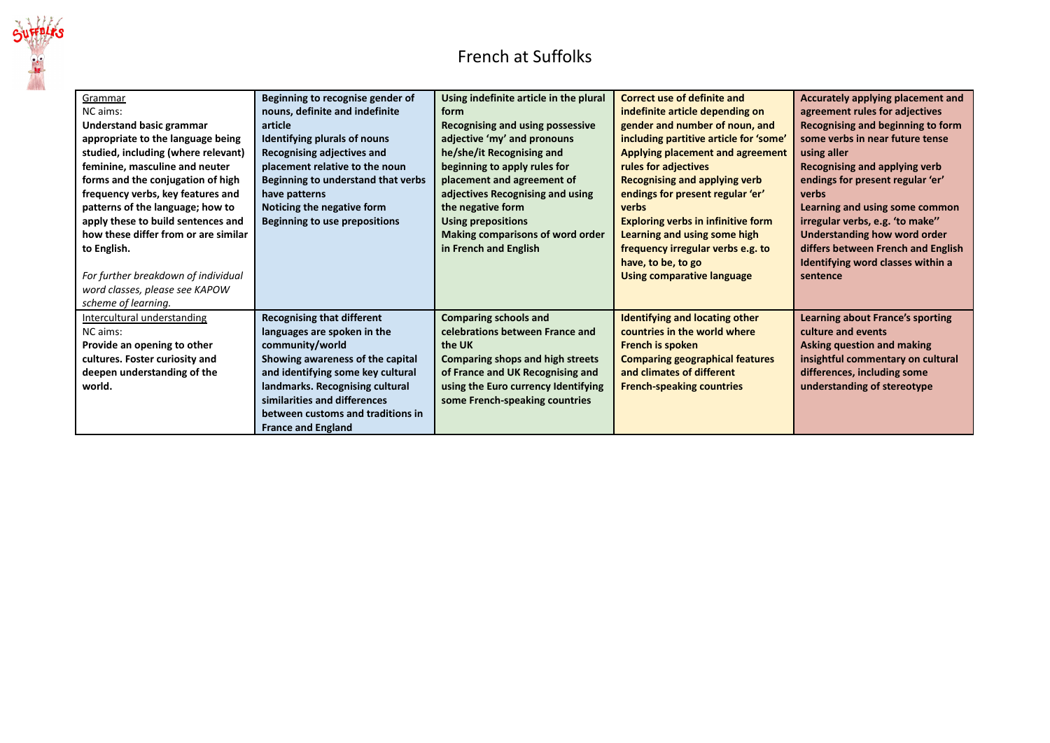# French at Suffolks

| Grammar<br>NC aims:<br>**Understand basic grammar appropriate to the language being studied, including (where relevant) feminine, masculine and neuter forms and the conjugation of high frequency verbs, key features and patterns of the language; how to apply these to build sentences and how these differ from or are similar to English.**<br><br>*For further breakdown of individual word classes, please see KAPOW scheme of learning.* | **Beginning to recognise gender of nouns, definite and indefinite article**<br>**Identifying plurals of nouns**<br>**Recognising adjectives and placement relative to the noun**<br>**Beginning to understand that verbs have patterns**<br>**Noticing the negative form**<br>**Beginning to use prepositions** | **Using indefinite article in the plural form**<br>**Recognising and using possessive adjective 'my' and pronouns he/she/it Recognising and beginning to apply rules for placement and agreement of adjectives Recognising and using the negative form**<br>**Using prepositions**<br>**Making comparisons of word order in French and English** | **Correct use of definite and indefinite article depending on gender and number of noun, and including partitive article for 'some'**<br>**Applying placement and agreement rules for adjectives**<br>**Recognising and applying verb endings for present regular 'er' verbs**<br>**Exploring verbs in infinitive form**<br>**Learning and using some high frequency irregular verbs e.g. to have, to be, to go**<br>**Using comparative language** | **Accurately applying placement and agreement rules for adjectives**<br>**Recognising and beginning to form some verbs in near future tense using aller**<br>**Recognising and applying verb endings for present regular 'er' verbs**<br>**Learning and using some common irregular verbs, e.g. 'to make''**<br>**Understanding how word order differs between French and English**<br>**Identifying word classes within a sentence** |
|---|---|---|---|---|
| Intercultural understanding<br>NC aims:<br>**Provide an opening to other cultures. Foster curiosity and deepen understanding of the world.** | **Recognising that different languages are spoken in the community/world**<br>**Showing awareness of the capital and identifying some key cultural landmarks. Recognising cultural similarities and differences between customs and traditions in France and England** | **Comparing schools and celebrations between France and the UK**<br>**Comparing shops and high streets of France and UK Recognising and using the Euro currency Identifying some French-speaking countries** | **Identifying and locating other countries in the world where French is spoken**<br>**Comparing geographical features and climates of different French-speaking countries** | **Learning about France's sporting culture and events**<br>**Asking question and making insightful commentary on cultural differences, including some understanding of stereotype** |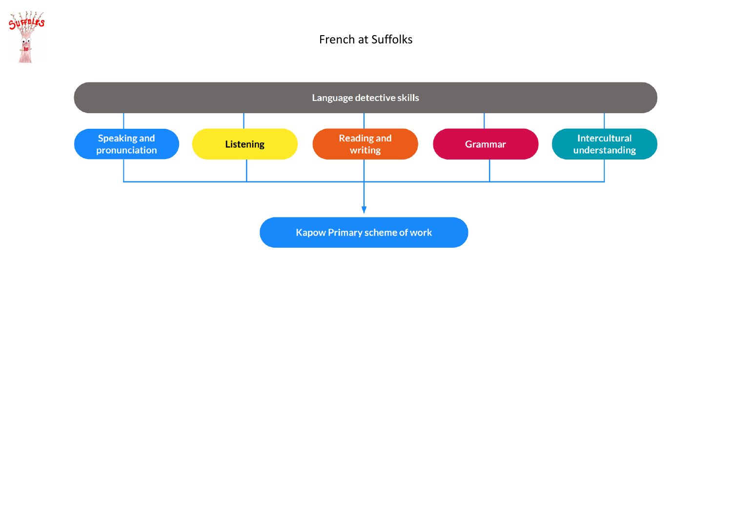# French at Suffolks

Language detective skills

Speaking and pronunciation

Listening

Reading and writing

Grammar

Intercultural understanding

Kapow Primary scheme of work